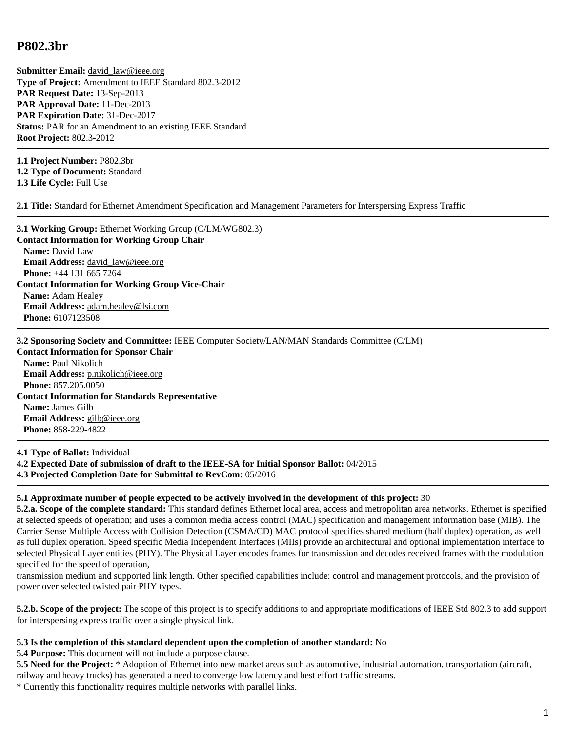# P802.3br

**Submitter Email:** david_law@ieee.org
**Type of Project:** Amendment to IEEE Standard 802.3-2012
**PAR Request Date:** 13-Sep-2013
**PAR Approval Date:** 11-Dec-2013
**PAR Expiration Date:** 31-Dec-2017
**Status:** PAR for an Amendment to an existing IEEE Standard
**Root Project:** 802.3-2012

---

**1.1 Project Number:** P802.3br
**1.2 Type of Document:** Standard
**1.3 Life Cycle:** Full Use

---

**2.1 Title:** Standard for Ethernet Amendment Specification and Management Parameters for Interspersing Express Traffic

---

**3.1 Working Group:** Ethernet Working Group (C/LM/WG802.3)
**Contact Information for Working Group Chair**
**Name:** David Law
**Email Address:** david_law@ieee.org
**Phone:** +44 131 665 7264
**Contact Information for Working Group Vice-Chair**
**Name:** Adam Healey
**Email Address:** adam.healey@lsi.com
**Phone:** 6107123508

---

**3.2 Sponsoring Society and Committee:** IEEE Computer Society/LAN/MAN Standards Committee (C/LM)
**Contact Information for Sponsor Chair**
**Name:** Paul Nikolich
**Email Address:** p.nikolich@ieee.org
**Phone:** 857.205.0050
**Contact Information for Standards Representative**
**Name:** James Gilb
**Email Address:** gilb@ieee.org
**Phone:** 858-229-4822

---

**4.1 Type of Ballot:** Individual
**4.2 Expected Date of submission of draft to the IEEE-SA for Initial Sponsor Ballot:** 04/2015
**4.3 Projected Completion Date for Submittal to RevCom:** 05/2016

---

**5.1 Approximate number of people expected to be actively involved in the development of this project:** 30
**5.2.a. Scope of the complete standard:** This standard defines Ethernet local area, access and metropolitan area networks. Ethernet is specified at selected speeds of operation; and uses a common media access control (MAC) specification and management information base (MIB). The Carrier Sense Multiple Access with Collision Detection (CSMA/CD) MAC protocol specifies shared medium (half duplex) operation, as well as full duplex operation. Speed specific Media Independent Interfaces (MIIs) provide an architectural and optional implementation interface to selected Physical Layer entities (PHY). The Physical Layer encodes frames for transmission and decodes received frames with the modulation specified for the speed of operation,
transmission medium and supported link length. Other specified capabilities include: control and management protocols, and the provision of power over selected twisted pair PHY types.

**5.2.b. Scope of the project:** The scope of this project is to specify additions to and appropriate modifications of IEEE Std 802.3 to add support for interspersing express traffic over a single physical link.

**5.3 Is the completion of this standard dependent upon the completion of another standard:** No
**5.4 Purpose:** This document will not include a purpose clause.
**5.5 Need for the Project:** * Adoption of Ethernet into new market areas such as automotive, industrial automation, transportation (aircraft, railway and heavy trucks) has generated a need to converge low latency and best effort traffic streams.
* Currently this functionality requires multiple networks with parallel links.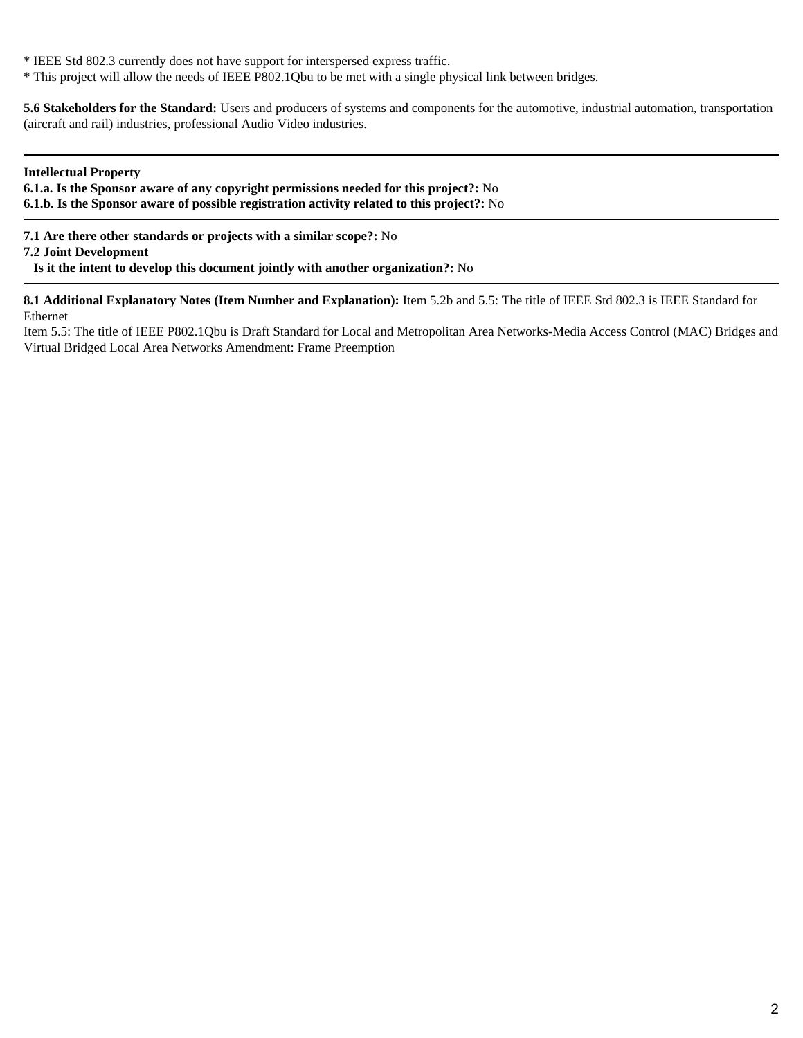* IEEE Std 802.3 currently does not have support for interspersed express traffic.
* This project will allow the needs of IEEE P802.1Qbu to be met with a single physical link between bridges.

**5.6 Stakeholders for the Standard:** Users and producers of systems and components for the automotive, industrial automation, transportation (aircraft and rail) industries, professional Audio Video industries.

---

**Intellectual Property**
**6.1.a. Is the Sponsor aware of any copyright permissions needed for this project?:** No
**6.1.b. Is the Sponsor aware of possible registration activity related to this project?:** No

---

**7.1 Are there other standards or projects with a similar scope?:** No
**7.2 Joint Development**
**Is it the intent to develop this document jointly with another organization?:** No

---

**8.1 Additional Explanatory Notes (Item Number and Explanation):** Item 5.2b and 5.5: The title of IEEE Std 802.3 is IEEE Standard for Ethernet
Item 5.5: The title of IEEE P802.1Qbu is Draft Standard for Local and Metropolitan Area Networks-Media Access Control (MAC) Bridges and Virtual Bridged Local Area Networks Amendment: Frame Preemption